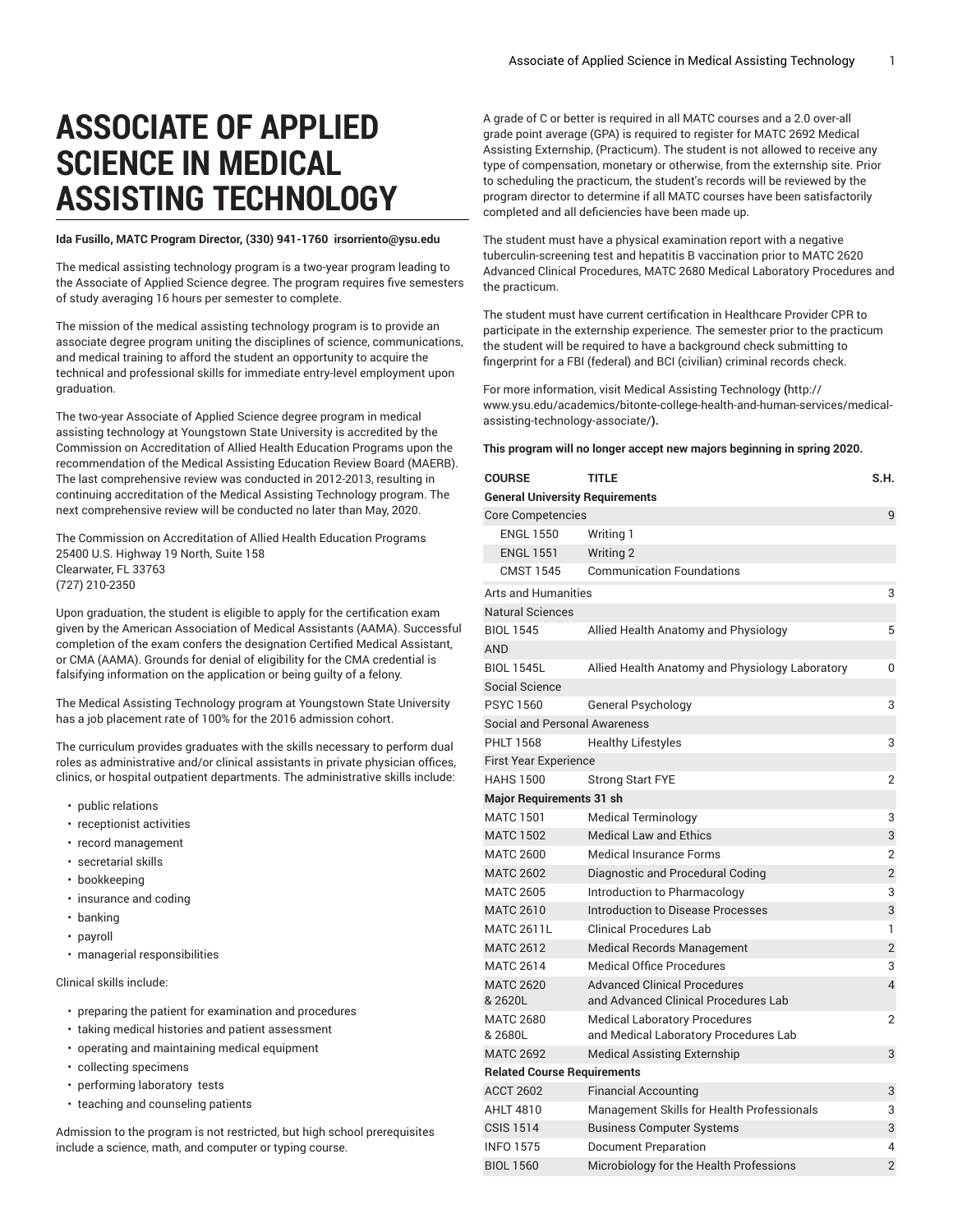# ASSOCIATE OF APPLIED SCIENCE IN MEDICAL ASSISTING TECHNOLOGY

**Ida Fusillo, MATC Program Director, (330) 941-1760 irsorriento@ysu.edu**

The medical assisting technology program is a two-year program leading to the Associate of Applied Science degree. The program requires five semesters of study averaging 16 hours per semester to complete.

The mission of the medical assisting technology program is to provide an associate degree program uniting the disciplines of science, communications, and medical training to afford the student an opportunity to acquire the technical and professional skills for immediate entry-level employment upon graduation.

The two-year Associate of Applied Science degree program in medical assisting technology at Youngstown State University is accredited by the Commission on Accreditation of Allied Health Education Programs upon the recommendation of the Medical Assisting Education Review Board (MAERB). The last comprehensive review was conducted in 2012-2013, resulting in continuing accreditation of the Medical Assisting Technology program. The next comprehensive review will be conducted no later than May, 2020.

The Commission on Accreditation of Allied Health Education Programs
25400 U.S. Highway 19 North, Suite 158
Clearwater, FL 33763
(727) 210-2350

Upon graduation, the student is eligible to apply for the certification exam given by the American Association of Medical Assistants (AAMA). Successful completion of the exam confers the designation Certified Medical Assistant, or CMA (AAMA). Grounds for denial of eligibility for the CMA credential is falsifying information on the application or being guilty of a felony.

The Medical Assisting Technology program at Youngstown State University has a job placement rate of 100% for the 2016 admission cohort.

The curriculum provides graduates with the skills necessary to perform dual roles as administrative and/or clinical assistants in private physician offices, clinics, or hospital outpatient departments. The administrative skills include:

- public relations
- receptionist activities
- record management
- secretarial skills
- bookkeeping
- insurance and coding
- banking
- payroll
- managerial responsibilities

Clinical skills include:

- preparing the patient for examination and procedures
- taking medical histories and patient assessment
- operating and maintaining medical equipment
- collecting specimens
- performing laboratory tests
- teaching and counseling patients

Admission to the program is not restricted, but high school prerequisites include a science, math, and computer or typing course.

A grade of C or better is required in all MATC courses and a 2.0 over-all grade point average (GPA) is required to register for MATC 2692 Medical Assisting Externship, (Practicum). The student is not allowed to receive any type of compensation, monetary or otherwise, from the externship site. Prior to scheduling the practicum, the student's records will be reviewed by the program director to determine if all MATC courses have been satisfactorily completed and all deficiencies have been made up.

The student must have a physical examination report with a negative tuberculin-screening test and hepatitis B vaccination prior to MATC 2620 Advanced Clinical Procedures, MATC 2680 Medical Laboratory Procedures and the practicum.

The student must have current certification in Healthcare Provider CPR to participate in the externship experience. The semester prior to the practicum the student will be required to have a background check submitting to fingerprint for a FBI (federal) and BCI (civilian) criminal records check.

For more information, visit Medical Assisting Technology **(**http://www.ysu.edu/academics/bitonte-college-health-and-human-services/medical-assisting-technology-associate/**).**

**This program will no longer accept new majors beginning in spring 2020.**

| COURSE | TITLE | S.H. |
|---|---|---|
| **General University Requirements** | | |
| Core Competencies | | 9 |
| ENGL 1550 | Writing 1 | |
| ENGL 1551 | Writing 2 | |
| CMST 1545 | Communication Foundations | |
| Arts and Humanities | | 3 |
| Natural Sciences | | |
| BIOL 1545 | Allied Health Anatomy and Physiology | 5 |
| AND | | |
| BIOL 1545L | Allied Health Anatomy and Physiology Laboratory | 0 |
| Social Science | | |
| PSYC 1560 | General Psychology | 3 |
| Social and Personal Awareness | | |
| PHLT 1568 | Healthy Lifestyles | 3 |
| First Year Experience | | |
| HAHS 1500 | Strong Start FYE | 2 |
| **Major Requirements 31 sh** | | |
| MATC 1501 | Medical Terminology | 3 |
| MATC 1502 | Medical Law and Ethics | 3 |
| MATC 2600 | Medical Insurance Forms | 2 |
| MATC 2602 | Diagnostic and Procedural Coding | 2 |
| MATC 2605 | Introduction to Pharmacology | 3 |
| MATC 2610 | Introduction to Disease Processes | 3 |
| MATC 2611L | Clinical Procedures Lab | 1 |
| MATC 2612 | Medical Records Management | 2 |
| MATC 2614 | Medical Office Procedures | 3 |
| MATC 2620 & 2620L | Advanced Clinical Procedures and Advanced Clinical Procedures Lab | 4 |
| MATC 2680 & 2680L | Medical Laboratory Procedures and Medical Laboratory Procedures Lab | 2 |
| MATC 2692 | Medical Assisting Externship | 3 |
| **Related Course Requirements** | | |
| ACCT 2602 | Financial Accounting | 3 |
| AHLT 4810 | Management Skills for Health Professionals | 3 |
| CSIS 1514 | Business Computer Systems | 3 |
| INFO 1575 | Document Preparation | 4 |
| BIOL 1560 | Microbiology for the Health Professions | 2 |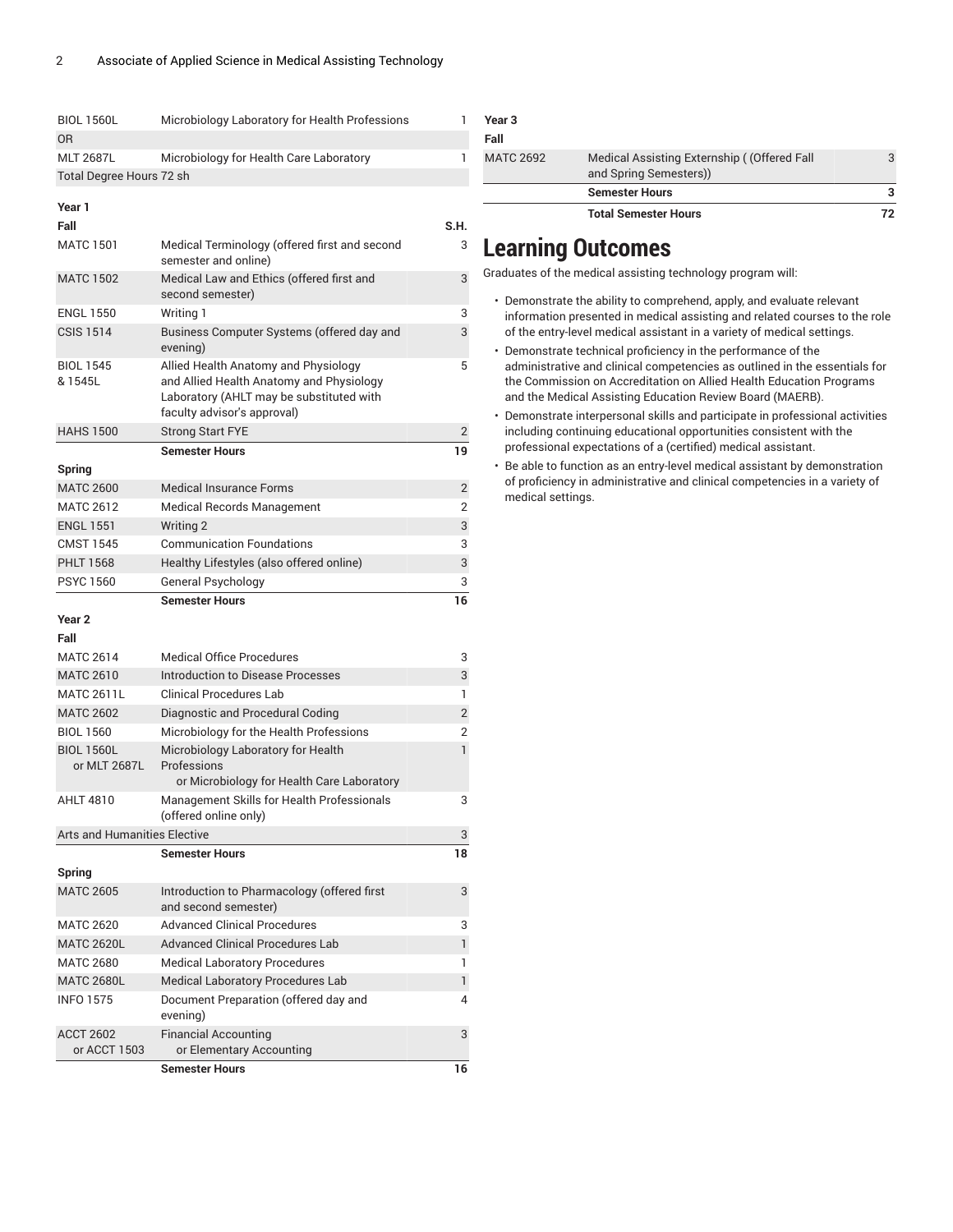| | | |
|---|---|---|
| BIOL 1560L | Microbiology Laboratory for Health Professions | 1 |
| OR | | |
| MLT 2687L | Microbiology for Health Care Laboratory | 1 |
| Total Degree Hours 72 sh | | |

| Year 1 | | |
|---|---|---|
| **Fall** | | **S.H.** |
| MATC 1501 | Medical Terminology (offered first and second semester and online) | 3 |
| MATC 1502 | Medical Law and Ethics (offered first and second semester) | 3 |
| ENGL 1550 | Writing 1 | 3 |
| CSIS 1514 | Business Computer Systems (offered day and evening) | 3 |
| BIOL 1545 & 1545L | Allied Health Anatomy and Physiology and Allied Health Anatomy and Physiology Laboratory (AHLT may be substituted with faculty advisor's approval) | 5 |
| HAHS 1500 | Strong Start FYE | 2 |
| | **Semester Hours** | **19** |
| **Spring** | | |
| MATC 2600 | Medical Insurance Forms | 2 |
| MATC 2612 | Medical Records Management | 2 |
| ENGL 1551 | Writing 2 | 3 |
| CMST 1545 | Communication Foundations | 3 |
| PHLT 1568 | Healthy Lifestyles (also offered online) | 3 |
| PSYC 1560 | General Psychology | 3 |
| | **Semester Hours** | **16** |
| **Year 2** | | |
| **Fall** | | |
| MATC 2614 | Medical Office Procedures | 3 |
| MATC 2610 | Introduction to Disease Processes | 3 |
| MATC 2611L | Clinical Procedures Lab | 1 |
| MATC 2602 | Diagnostic and Procedural Coding | 2 |
| BIOL 1560 | Microbiology for the Health Professions | 2 |
| BIOL 1560L or MLT 2687L | Microbiology Laboratory for Health Professions or Microbiology for Health Care Laboratory | 1 |
| AHLT 4810 | Management Skills for Health Professionals (offered online only) | 3 |
| Arts and Humanities Elective | | 3 |
| | **Semester Hours** | **18** |
| **Spring** | | |
| MATC 2605 | Introduction to Pharmacology (offered first and second semester) | 3 |
| MATC 2620 | Advanced Clinical Procedures | 3 |
| MATC 2620L | Advanced Clinical Procedures Lab | 1 |
| MATC 2680 | Medical Laboratory Procedures | 1 |
| MATC 2680L | Medical Laboratory Procedures Lab | 1 |
| INFO 1575 | Document Preparation (offered day and evening) | 4 |
| ACCT 2602 or ACCT 1503 | Financial Accounting or Elementary Accounting | 3 |
| | **Semester Hours** | **16** |
| **Year 3** | | |
| **Fall** | | |
| MATC 2692 | Medical Assisting Externship ( (Offered Fall and Spring Semesters)) | 3 |
| | **Semester Hours** | **3** |
| | **Total Semester Hours** | **72** |

# Learning Outcomes

Graduates of the medical assisting technology program will:

- Demonstrate the ability to comprehend, apply, and evaluate relevant information presented in medical assisting and related courses to the role of the entry-level medical assistant in a variety of medical settings.
- Demonstrate technical proficiency in the performance of the administrative and clinical competencies as outlined in the essentials for the Commission on Accreditation on Allied Health Education Programs and the Medical Assisting Education Review Board (MAERB).
- Demonstrate interpersonal skills and participate in professional activities including continuing educational opportunities consistent with the professional expectations of a (certified) medical assistant.
- Be able to function as an entry-level medical assistant by demonstration of proficiency in administrative and clinical competencies in a variety of medical settings.